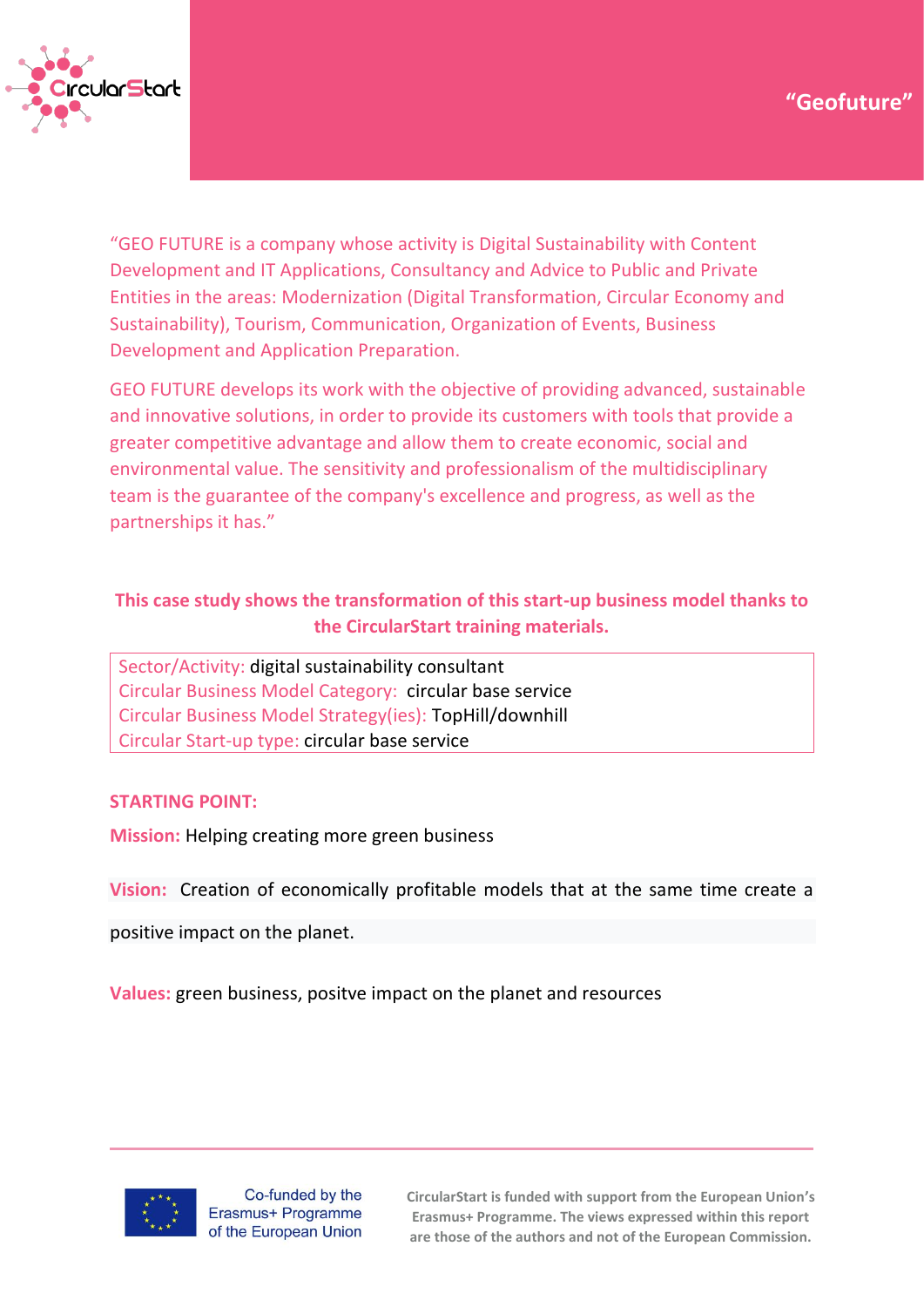# "Geofuture"

"GEO FUTURE is a company whose activity is Digital Sustainability with Content Development and IT Applications, Consultancy and Advice to Public and Private Entities in the areas: Modernization (Digital Transformation, Circular Economy and Sustainability), Tourism, Communication, Organization of Events, Business Development and Application Preparation.

GEO FUTURE develops its work with the objective of providing advanced, sustainable and innovative solutions, in order to provide its customers with tools that provide a greater competitive advantage and allow them to create economic, social and environmental value. The sensitivity and professionalism of the multidisciplinary team is the guarantee of the company's excellence and progress, as well as the partnerships it has."

**This case study shows the transformation of this start-up business model thanks to the CircularStart training materials.**

Sector/Activity: digital sustainability consultant
Circular Business Model Category: circular base service
Circular Business Model Strategy(ies): TopHill/downhill
Circular Start-up type: circular base service

**STARTING POINT:**

**Mission:** Helping creating more green business

**Vision:** Creation of economically profitable models that at the same time create a positive impact on the planet.

**Values:** green business, positve impact on the planet and resources

Co-funded by the Erasmus+ Programme of the European Union

CircularStart is funded with support from the European Union's Erasmus+ Programme. The views expressed within this report are those of the authors and not of the European Commission.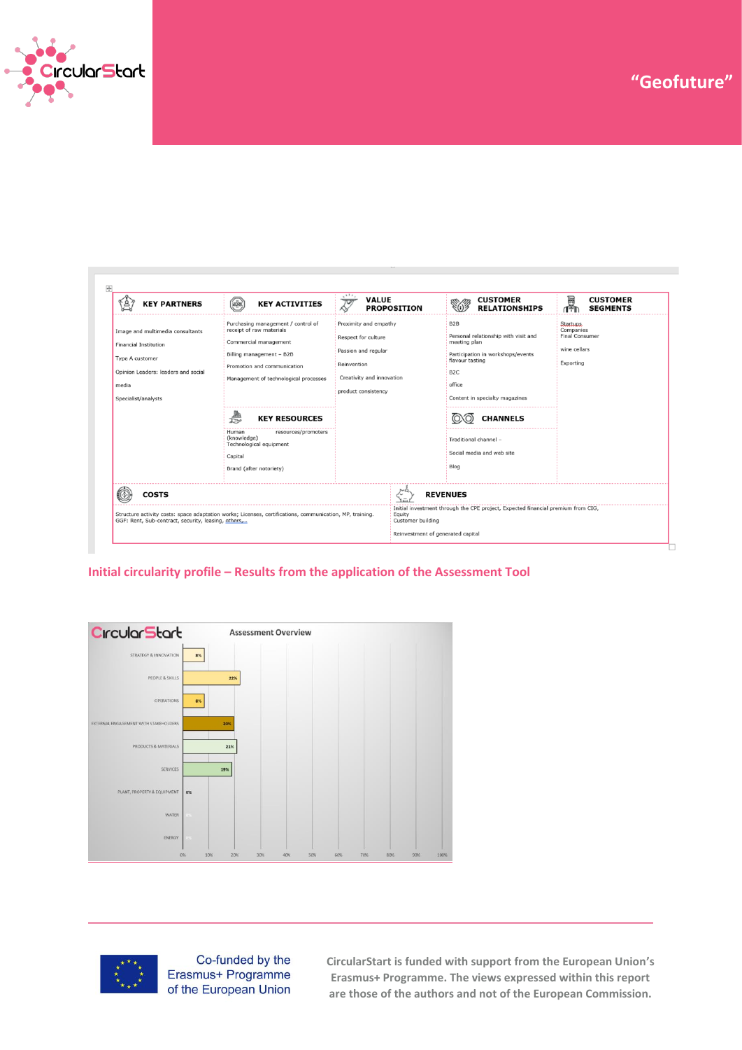# "Geofuture"

| KEY PARTNERS | KEY ACTIVITIES | VALUE PROPOSITION | CUSTOMER RELATIONSHIPS | CUSTOMER SEGMENTS |
| --- | --- | --- | --- | --- |
| Image and multimedia consultants<br>Financial Institution<br>Type A customer<br>Opinion Leaders: leaders and social media<br>Specialist/analysts | Purchasing management / control of receipt of raw materials<br>Commercial management<br>Billing management – B2B<br>Promotion and communication<br>Management of technological processes | Proximity and empathy<br>Respect for culture<br>Passion and regular<br>Reinvention<br>Creativity and innovation<br>product consistency | B2B<br>Personal relationship with visit and meeting plan<br>Participation in workshops/events flavour tasting<br>B2C<br>office<br>Content in specialty magazines | Startups<br>Companies<br>Final Consumer<br>wine cellars<br>Exporting |
| | **KEY RESOURCES** | | **CHANNELS** | |
| | Human resources/promoters (knowledge)<br>Technological equipment<br>Capital<br>Brand (after notoriety) | | Traditional channel –<br>Social media and web site<br>Blog | |

| COSTS | REVENUES |
| --- | --- |
| Structure activity costs: space adaptation works; Licenses, certifications, communication, MP, training. GGF: Rent, Sub-contract, security, leasing, others... | Initial investment through the CPE project, Expected financial premium from CIG, Equity<br>Customer building<br>Reinvestment of generated capital |

## Initial circularity profile – Results from the application of the Assessment Tool

**Assessment Overview**

| Area | Score |
| --- | --- |
| STRATEGY & INNOVATION | 8% |
| PEOPLE & SKILLS | 22% |
| OPERATIONS | 8% |
| EXTERNAL ENGAGEMENT WITH STAKEHOLDERS | 20% |
| PRODUCTS & MATERIALS | 21% |
| SERVICES | 19% |
| PLANT, PROPERTY & EQUIPMENT | 0% |
| WATER | 0% |
| ENERGY | 0% |

Co-funded by the Erasmus+ Programme of the European Union

CircularStart is funded with support from the European Union's Erasmus+ Programme. The views expressed within this report are those of the authors and not of the European Commission.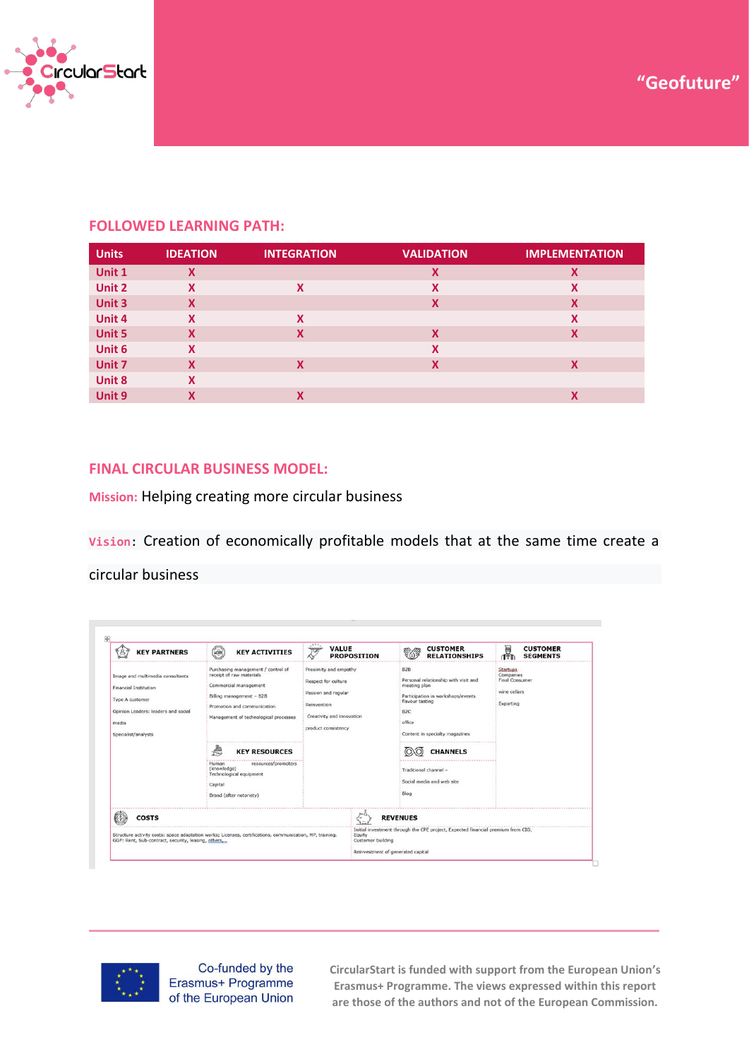"Geofuture"

## FOLLOWED LEARNING PATH:

| Units | IDEATION | INTEGRATION | VALIDATION | IMPLEMENTATION |
|---|---|---|---|---|
| Unit 1 | X | | X | X |
| Unit 2 | X | X | X | X |
| Unit 3 | X | | X | X |
| Unit 4 | X | X | | X |
| Unit 5 | X | X | X | X |
| Unit 6 | X | | X | |
| Unit 7 | X | X | X | X |
| Unit 8 | X | | | |
| Unit 9 | X | X | | X |

## FINAL CIRCULAR BUSINESS MODEL:

**Mission:** Helping creating more circular business

**Vision**: Creation of economically profitable models that at the same time create a circular business

**KEY PARTNERS**
- Image and multimedia consultants
- Financial Institution
- Type A customer
- Opinion Leaders: leaders and social media
- Specialist/analysts

**KEY ACTIVITIES**
- Purchasing management / control of receipt of raw materials
- Commercial management
- Billing management – B2B
- Promotion and communication
- Management of technological processes

**KEY RESOURCES**
- Human resources/promotors (knowledge)
- Technological equipment
- Capital
- Brand (after notoriety)

**VALUE PROPOSITION**
- Proximity and empathy
- Respect for culture
- Passion and regular
- Reinvention
- Creativity and innovation
- product consistency

**CUSTOMER RELATIONSHIPS**
- B2B
- Personal relationship with visit and meeting plan
- Participation in workshops/events flavour tasting
- B2C
- office
- Content in specialty magazines

**CHANNELS**
- Traditional channel –
- Social media and web site
- Blog

**CUSTOMER SEGMENTS**
- Startups
- Companies
- Final Consumer
- wine cellars
- Exporting

**COSTS**

Structure activity costs: space adaptation works; Licenses, certifications, communication, MP, training.
GGF: Rent, Sub-contract, security, leasing, others...

**REVENUES**

Initial investment through the CFE project, Expected financial premium from CIG.
Equity
Customer building
Reinvestment of generated capital

Co-funded by the Erasmus+ Programme of the European Union

CircularStart is funded with support from the European Union's Erasmus+ Programme. The views expressed within this report are those of the authors and not of the European Commission.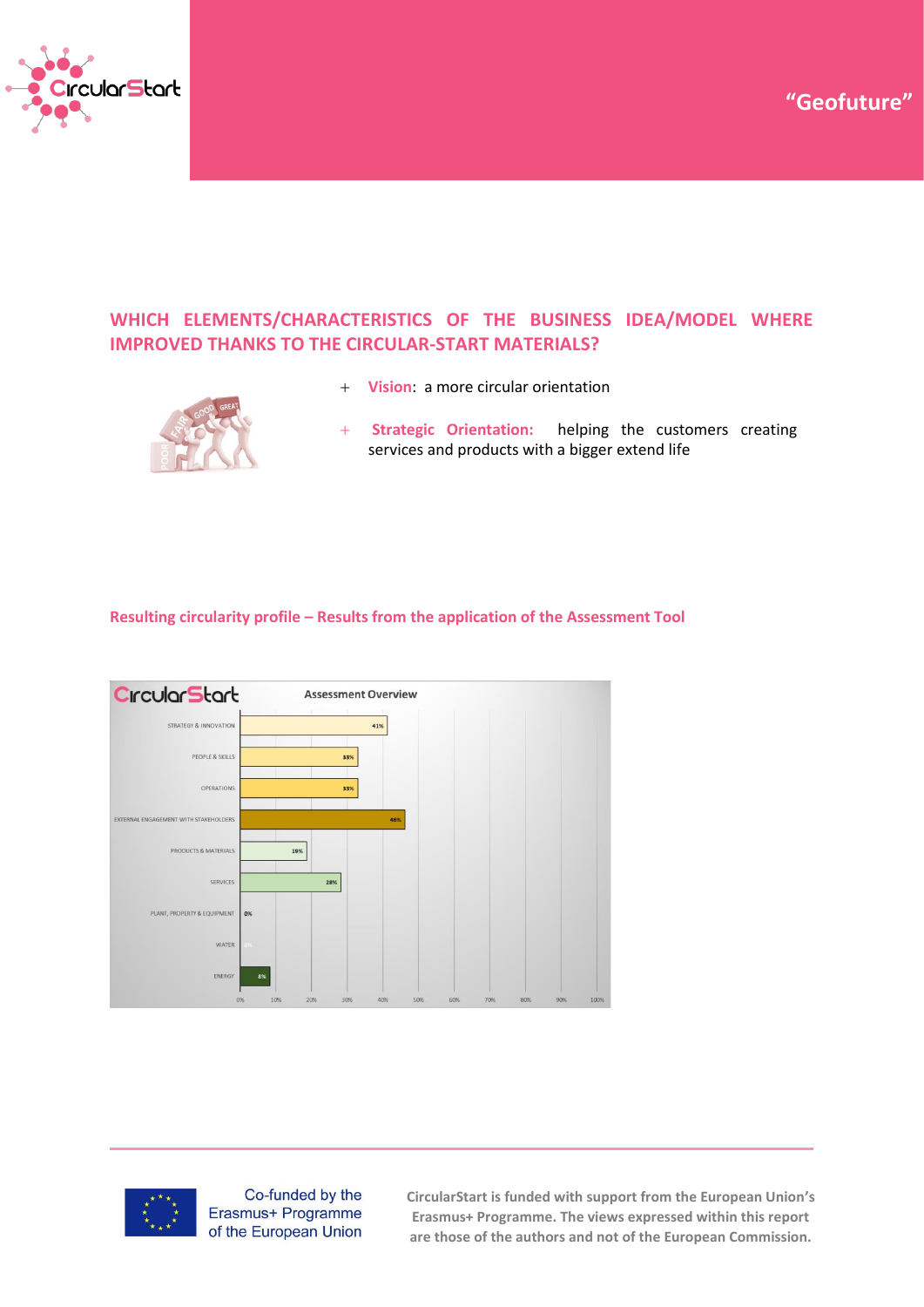## WHICH ELEMENTS/CHARACTERISTICS OF THE BUSINESS IDEA/MODEL WHERE IMPROVED THANKS TO THE CIRCULAR-START MATERIALS?

- **Vision**: a more circular orientation
- **Strategic Orientation:** helping the customers creating services and products with a bigger extend life

**Resulting circularity profile – Results from the application of the Assessment Tool**

Assessment Overview

| Category | Score |
|---|---|
| STRATEGY & INNOVATION | 41% |
| PEOPLE & SKILLS | 33% |
| OPERATIONS | 33% |
| EXTERNAL ENGAGEMENT WITH STAKEHOLDERS | 46% |
| PRODUCTS & MATERIALS | 19% |
| SERVICES | 28% |
| PLANT, PROPERTY & EQUIPMENT | 0% |
| WATER | 0% |
| ENERGY | 8% |

Co-funded by the Erasmus+ Programme of the European Union

CircularStart is funded with support from the European Union's Erasmus+ Programme. The views expressed within this report are those of the authors and not of the European Commission.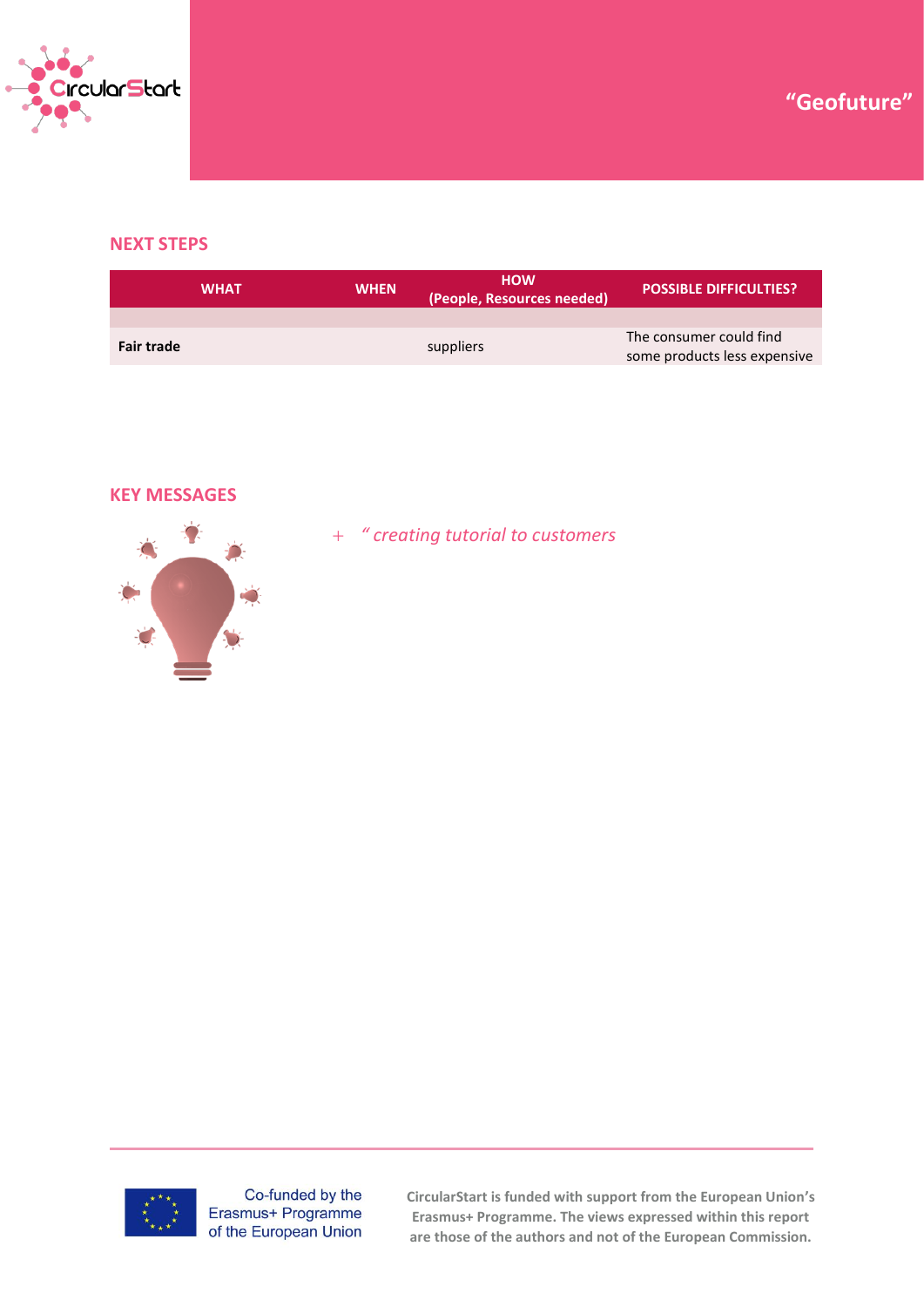## NEXT STEPS

| WHAT | WHEN | HOW (People, Resources needed) | POSSIBLE DIFFICULTIES? |
|---|---|---|---|
| | | | |
| **Fair trade** | | suppliers | The consumer could find some products less expensive |

## KEY MESSAGES

+ *" creating tutorial to customers*